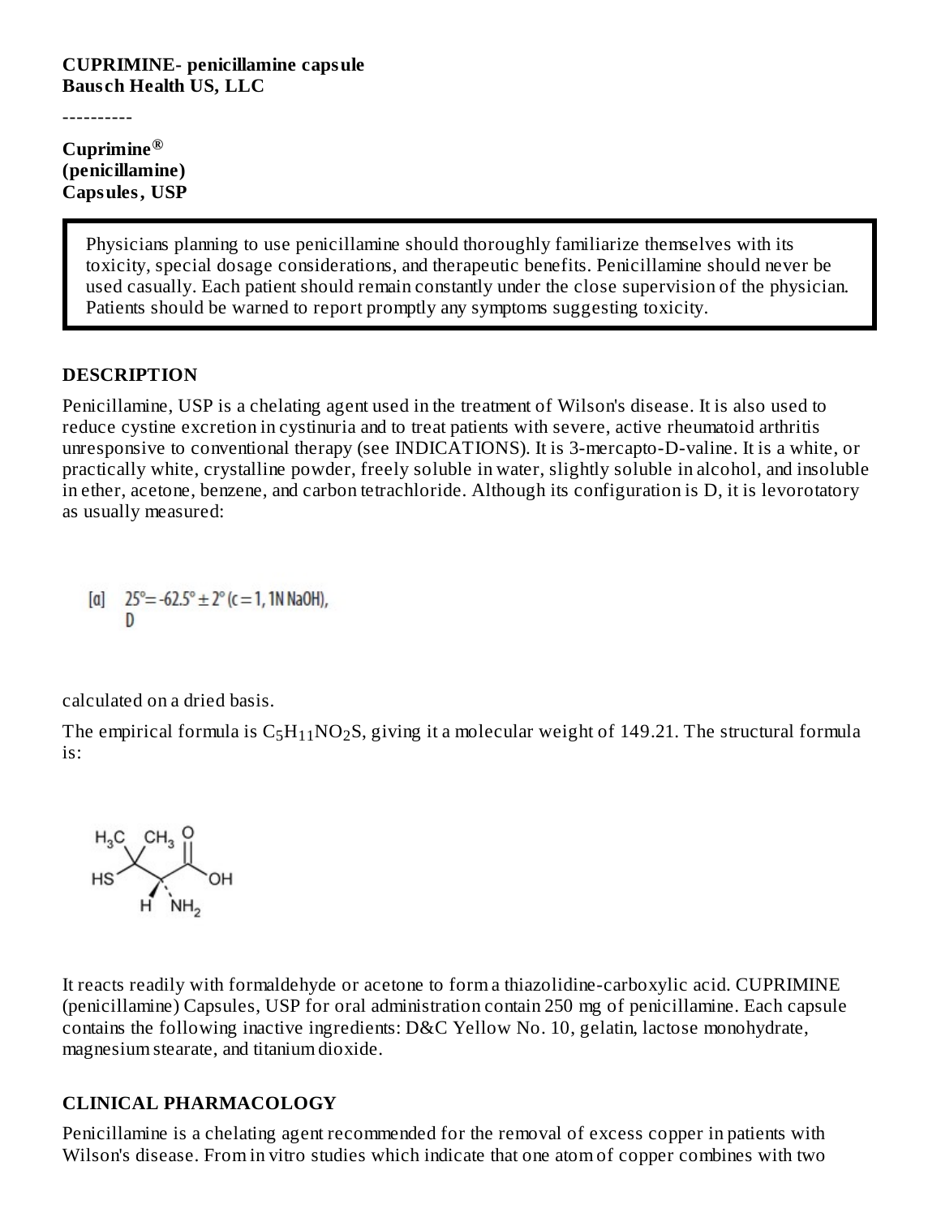**CUPRIMINE- penicillamine capsule**
**Bausch Health US, LLC**

----------

**Cuprimine®**
**(penicillamine)**
**Capsules, USP**

> Physicians planning to use penicillamine should thoroughly familiarize themselves with its toxicity, special dosage considerations, and therapeutic benefits. Penicillamine should never be used casually. Each patient should remain constantly under the close supervision of the physician. Patients should be warned to report promptly any symptoms suggesting toxicity.

## DESCRIPTION

Penicillamine, USP is a chelating agent used in the treatment of Wilson's disease. It is also used to reduce cystine excretion in cystinuria and to treat patients with severe, active rheumatoid arthritis unresponsive to conventional therapy (see INDICATIONS). It is 3-mercapto-D-valine. It is a white, or practically white, crystalline powder, freely soluble in water, slightly soluble in alcohol, and insoluble in ether, acetone, benzene, and carbon tetrachloride. Although its configuration is D, it is levorotatory as usually measured:

$$[\alpha]_D^{25°} = -62.5° \pm 2° \ (c = 1, 1N\ NaOH),$$

calculated on a dried basis.

The empirical formula is $C_5H_{11}NO_2S$, giving it a molecular weight of 149.21. The structural formula is:

It reacts readily with formaldehyde or acetone to form a thiazolidine-carboxylic acid. CUPRIMINE (penicillamine) Capsules, USP for oral administration contain 250 mg of penicillamine. Each capsule contains the following inactive ingredients: D&C Yellow No. 10, gelatin, lactose monohydrate, magnesium stearate, and titanium dioxide.

## CLINICAL PHARMACOLOGY

Penicillamine is a chelating agent recommended for the removal of excess copper in patients with Wilson's disease. From in vitro studies which indicate that one atom of copper combines with two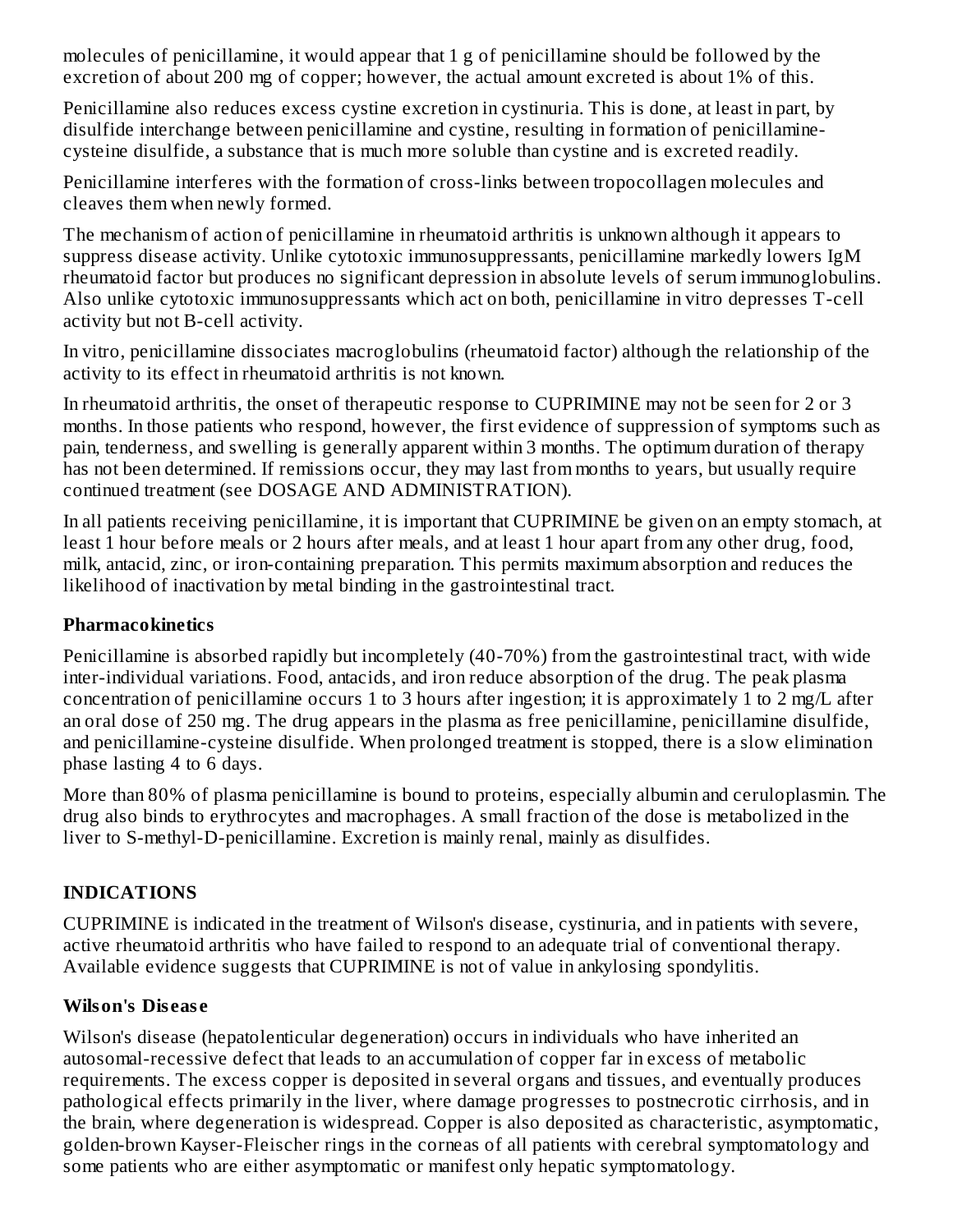molecules of penicillamine, it would appear that 1 g of penicillamine should be followed by the excretion of about 200 mg of copper; however, the actual amount excreted is about 1% of this.

Penicillamine also reduces excess cystine excretion in cystinuria. This is done, at least in part, by disulfide interchange between penicillamine and cystine, resulting in formation of penicillamine-cysteine disulfide, a substance that is much more soluble than cystine and is excreted readily.

Penicillamine interferes with the formation of cross-links between tropocollagen molecules and cleaves them when newly formed.

The mechanism of action of penicillamine in rheumatoid arthritis is unknown although it appears to suppress disease activity. Unlike cytotoxic immunosuppressants, penicillamine markedly lowers IgM rheumatoid factor but produces no significant depression in absolute levels of serum immunoglobulins. Also unlike cytotoxic immunosuppressants which act on both, penicillamine in vitro depresses T-cell activity but not B-cell activity.

In vitro, penicillamine dissociates macroglobulins (rheumatoid factor) although the relationship of the activity to its effect in rheumatoid arthritis is not known.

In rheumatoid arthritis, the onset of therapeutic response to CUPRIMINE may not be seen for 2 or 3 months. In those patients who respond, however, the first evidence of suppression of symptoms such as pain, tenderness, and swelling is generally apparent within 3 months. The optimum duration of therapy has not been determined. If remissions occur, they may last from months to years, but usually require continued treatment (see DOSAGE AND ADMINISTRATION).

In all patients receiving penicillamine, it is important that CUPRIMINE be given on an empty stomach, at least 1 hour before meals or 2 hours after meals, and at least 1 hour apart from any other drug, food, milk, antacid, zinc, or iron-containing preparation. This permits maximum absorption and reduces the likelihood of inactivation by metal binding in the gastrointestinal tract.

### Pharmacokinetics

Penicillamine is absorbed rapidly but incompletely (40-70%) from the gastrointestinal tract, with wide inter-individual variations. Food, antacids, and iron reduce absorption of the drug. The peak plasma concentration of penicillamine occurs 1 to 3 hours after ingestion; it is approximately 1 to 2 mg/L after an oral dose of 250 mg. The drug appears in the plasma as free penicillamine, penicillamine disulfide, and penicillamine-cysteine disulfide. When prolonged treatment is stopped, there is a slow elimination phase lasting 4 to 6 days.

More than 80% of plasma penicillamine is bound to proteins, especially albumin and ceruloplasmin. The drug also binds to erythrocytes and macrophages. A small fraction of the dose is metabolized in the liver to S-methyl-D-penicillamine. Excretion is mainly renal, mainly as disulfides.

## INDICATIONS

CUPRIMINE is indicated in the treatment of Wilson's disease, cystinuria, and in patients with severe, active rheumatoid arthritis who have failed to respond to an adequate trial of conventional therapy. Available evidence suggests that CUPRIMINE is not of value in ankylosing spondylitis.

### Wilson's Disease

Wilson's disease (hepatolenticular degeneration) occurs in individuals who have inherited an autosomal-recessive defect that leads to an accumulation of copper far in excess of metabolic requirements. The excess copper is deposited in several organs and tissues, and eventually produces pathological effects primarily in the liver, where damage progresses to postnecrotic cirrhosis, and in the brain, where degeneration is widespread. Copper is also deposited as characteristic, asymptomatic, golden-brown Kayser-Fleischer rings in the corneas of all patients with cerebral symptomatology and some patients who are either asymptomatic or manifest only hepatic symptomatology.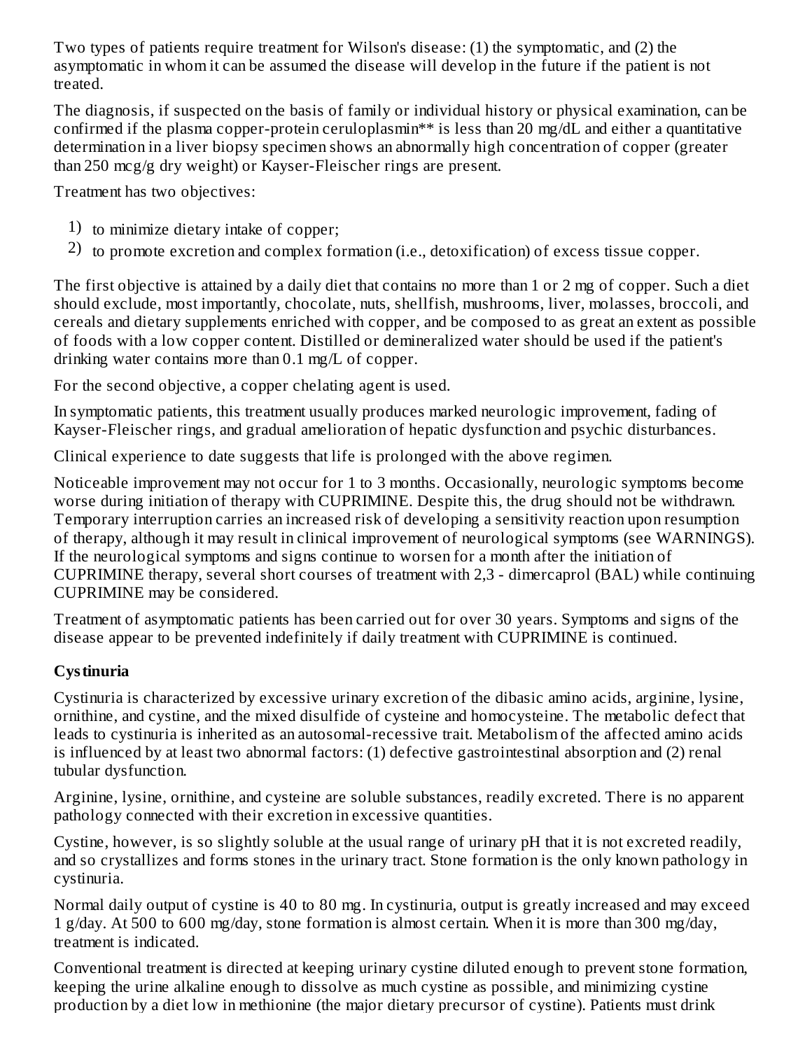Two types of patients require treatment for Wilson's disease: (1) the symptomatic, and (2) the asymptomatic in whom it can be assumed the disease will develop in the future if the patient is not treated.

The diagnosis, if suspected on the basis of family or individual history or physical examination, can be confirmed if the plasma copper-protein ceruloplasmin** is less than 20 mg/dL and either a quantitative determination in a liver biopsy specimen shows an abnormally high concentration of copper (greater than 250 mcg/g dry weight) or Kayser-Fleischer rings are present.

Treatment has two objectives:

1) to minimize dietary intake of copper;
2) to promote excretion and complex formation (i.e., detoxification) of excess tissue copper.

The first objective is attained by a daily diet that contains no more than 1 or 2 mg of copper. Such a diet should exclude, most importantly, chocolate, nuts, shellfish, mushrooms, liver, molasses, broccoli, and cereals and dietary supplements enriched with copper, and be composed to as great an extent as possible of foods with a low copper content. Distilled or demineralized water should be used if the patient's drinking water contains more than 0.1 mg/L of copper.

For the second objective, a copper chelating agent is used.

In symptomatic patients, this treatment usually produces marked neurologic improvement, fading of Kayser-Fleischer rings, and gradual amelioration of hepatic dysfunction and psychic disturbances.

Clinical experience to date suggests that life is prolonged with the above regimen.

Noticeable improvement may not occur for 1 to 3 months. Occasionally, neurologic symptoms become worse during initiation of therapy with CUPRIMINE. Despite this, the drug should not be withdrawn. Temporary interruption carries an increased risk of developing a sensitivity reaction upon resumption of therapy, although it may result in clinical improvement of neurological symptoms (see WARNINGS). If the neurological symptoms and signs continue to worsen for a month after the initiation of CUPRIMINE therapy, several short courses of treatment with 2,3 - dimercaprol (BAL) while continuing CUPRIMINE may be considered.

Treatment of asymptomatic patients has been carried out for over 30 years. Symptoms and signs of the disease appear to be prevented indefinitely if daily treatment with CUPRIMINE is continued.

**Cystinuria**

Cystinuria is characterized by excessive urinary excretion of the dibasic amino acids, arginine, lysine, ornithine, and cystine, and the mixed disulfide of cysteine and homocysteine. The metabolic defect that leads to cystinuria is inherited as an autosomal-recessive trait. Metabolism of the affected amino acids is influenced by at least two abnormal factors: (1) defective gastrointestinal absorption and (2) renal tubular dysfunction.

Arginine, lysine, ornithine, and cysteine are soluble substances, readily excreted. There is no apparent pathology connected with their excretion in excessive quantities.

Cystine, however, is so slightly soluble at the usual range of urinary pH that it is not excreted readily, and so crystallizes and forms stones in the urinary tract. Stone formation is the only known pathology in cystinuria.

Normal daily output of cystine is 40 to 80 mg. In cystinuria, output is greatly increased and may exceed 1 g/day. At 500 to 600 mg/day, stone formation is almost certain. When it is more than 300 mg/day, treatment is indicated.

Conventional treatment is directed at keeping urinary cystine diluted enough to prevent stone formation, keeping the urine alkaline enough to dissolve as much cystine as possible, and minimizing cystine production by a diet low in methionine (the major dietary precursor of cystine). Patients must drink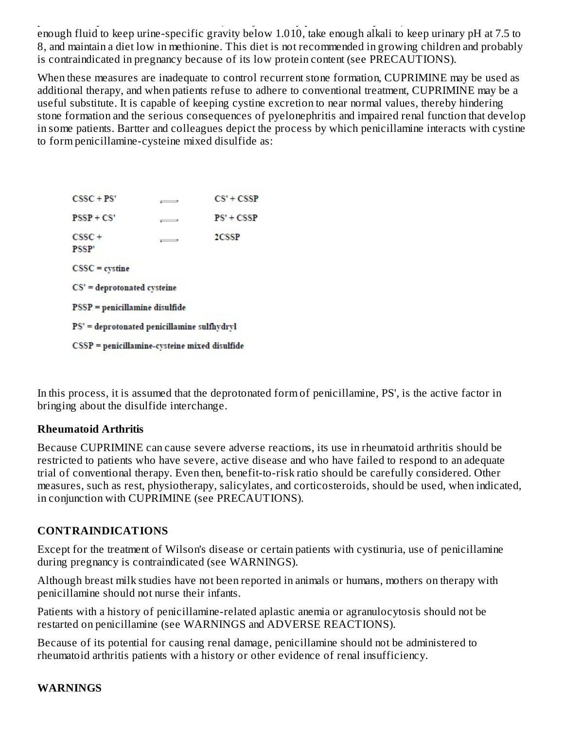enough fluid to keep urine-specific gravity below 1.010, take enough alkali to keep urinary pH at 7.5 to 8, and maintain a diet low in methionine. This diet is not recommended in growing children and probably is contraindicated in pregnancy because of its low protein content (see PRECAUTIONS).

When these measures are inadequate to control recurrent stone formation, CUPRIMINE may be used as additional therapy, and when patients refuse to adhere to conventional treatment, CUPRIMINE may be a useful substitute. It is capable of keeping cystine excretion to near normal values, thereby hindering stone formation and the serious consequences of pyelonephritis and impaired renal function that develop in some patients. Bartter and colleagues depict the process by which penicillamine interacts with cystine to form penicillamine-cysteine mixed disulfide as:

$$CSSC + PS' \rightleftharpoons CS' + CSSP$$

$$PSSP + CS' \rightleftharpoons PS' + CSSP$$

$$CSSC + PSSP' \rightleftharpoons 2CSSP$$

CSSC = cystine

CS' = deprotonated cysteine

PSSP = penicillamine disulfide

PS' = deprotonated penicillamine sulfhydryl

CSSP = penicillamine-cysteine mixed disulfide

In this process, it is assumed that the deprotonated form of penicillamine, PS', is the active factor in bringing about the disulfide interchange.

**Rheumatoid Arthritis**

Because CUPRIMINE can cause severe adverse reactions, its use in rheumatoid arthritis should be restricted to patients who have severe, active disease and who have failed to respond to an adequate trial of conventional therapy. Even then, benefit-to-risk ratio should be carefully considered. Other measures, such as rest, physiotherapy, salicylates, and corticosteroids, should be used, when indicated, in conjunction with CUPRIMINE (see PRECAUTIONS).

## CONTRAINDICATIONS

Except for the treatment of Wilson's disease or certain patients with cystinuria, use of penicillamine during pregnancy is contraindicated (see WARNINGS).

Although breast milk studies have not been reported in animals or humans, mothers on therapy with penicillamine should not nurse their infants.

Patients with a history of penicillamine-related aplastic anemia or agranulocytosis should not be restarted on penicillamine (see WARNINGS and ADVERSE REACTIONS).

Because of its potential for causing renal damage, penicillamine should not be administered to rheumatoid arthritis patients with a history or other evidence of renal insufficiency.

## WARNINGS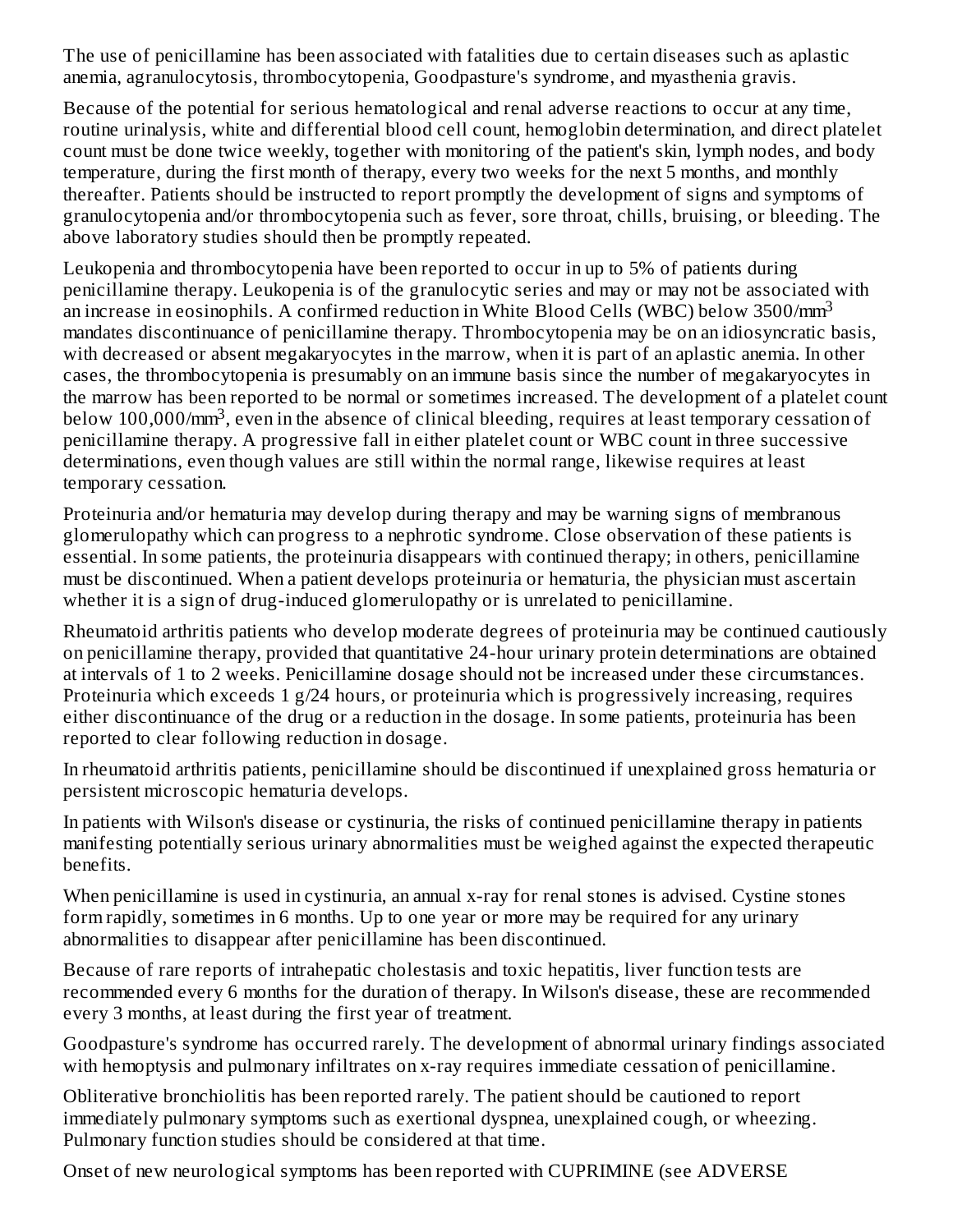The use of penicillamine has been associated with fatalities due to certain diseases such as aplastic anemia, agranulocytosis, thrombocytopenia, Goodpasture's syndrome, and myasthenia gravis.

Because of the potential for serious hematological and renal adverse reactions to occur at any time, routine urinalysis, white and differential blood cell count, hemoglobin determination, and direct platelet count must be done twice weekly, together with monitoring of the patient's skin, lymph nodes, and body temperature, during the first month of therapy, every two weeks for the next 5 months, and monthly thereafter. Patients should be instructed to report promptly the development of signs and symptoms of granulocytopenia and/or thrombocytopenia such as fever, sore throat, chills, bruising, or bleeding. The above laboratory studies should then be promptly repeated.

Leukopenia and thrombocytopenia have been reported to occur in up to 5% of patients during penicillamine therapy. Leukopenia is of the granulocytic series and may or may not be associated with an increase in eosinophils. A confirmed reduction in White Blood Cells (WBC) below $3500/mm^3$ mandates discontinuance of penicillamine therapy. Thrombocytopenia may be on an idiosyncratic basis, with decreased or absent megakaryocytes in the marrow, when it is part of an aplastic anemia. In other cases, the thrombocytopenia is presumably on an immune basis since the number of megakaryocytes in the marrow has been reported to be normal or sometimes increased. The development of a platelet count below $100{,}000/mm^3$, even in the absence of clinical bleeding, requires at least temporary cessation of penicillamine therapy. A progressive fall in either platelet count or WBC count in three successive determinations, even though values are still within the normal range, likewise requires at least temporary cessation.

Proteinuria and/or hematuria may develop during therapy and may be warning signs of membranous glomerulopathy which can progress to a nephrotic syndrome. Close observation of these patients is essential. In some patients, the proteinuria disappears with continued therapy; in others, penicillamine must be discontinued. When a patient develops proteinuria or hematuria, the physician must ascertain whether it is a sign of drug-induced glomerulopathy or is unrelated to penicillamine.

Rheumatoid arthritis patients who develop moderate degrees of proteinuria may be continued cautiously on penicillamine therapy, provided that quantitative 24-hour urinary protein determinations are obtained at intervals of 1 to 2 weeks. Penicillamine dosage should not be increased under these circumstances. Proteinuria which exceeds 1 g/24 hours, or proteinuria which is progressively increasing, requires either discontinuance of the drug or a reduction in the dosage. In some patients, proteinuria has been reported to clear following reduction in dosage.

In rheumatoid arthritis patients, penicillamine should be discontinued if unexplained gross hematuria or persistent microscopic hematuria develops.

In patients with Wilson's disease or cystinuria, the risks of continued penicillamine therapy in patients manifesting potentially serious urinary abnormalities must be weighed against the expected therapeutic benefits.

When penicillamine is used in cystinuria, an annual x-ray for renal stones is advised. Cystine stones form rapidly, sometimes in 6 months. Up to one year or more may be required for any urinary abnormalities to disappear after penicillamine has been discontinued.

Because of rare reports of intrahepatic cholestasis and toxic hepatitis, liver function tests are recommended every 6 months for the duration of therapy. In Wilson's disease, these are recommended every 3 months, at least during the first year of treatment.

Goodpasture's syndrome has occurred rarely. The development of abnormal urinary findings associated with hemoptysis and pulmonary infiltrates on x-ray requires immediate cessation of penicillamine.

Obliterative bronchiolitis has been reported rarely. The patient should be cautioned to report immediately pulmonary symptoms such as exertional dyspnea, unexplained cough, or wheezing. Pulmonary function studies should be considered at that time.

Onset of new neurological symptoms has been reported with CUPRIMINE (see ADVERSE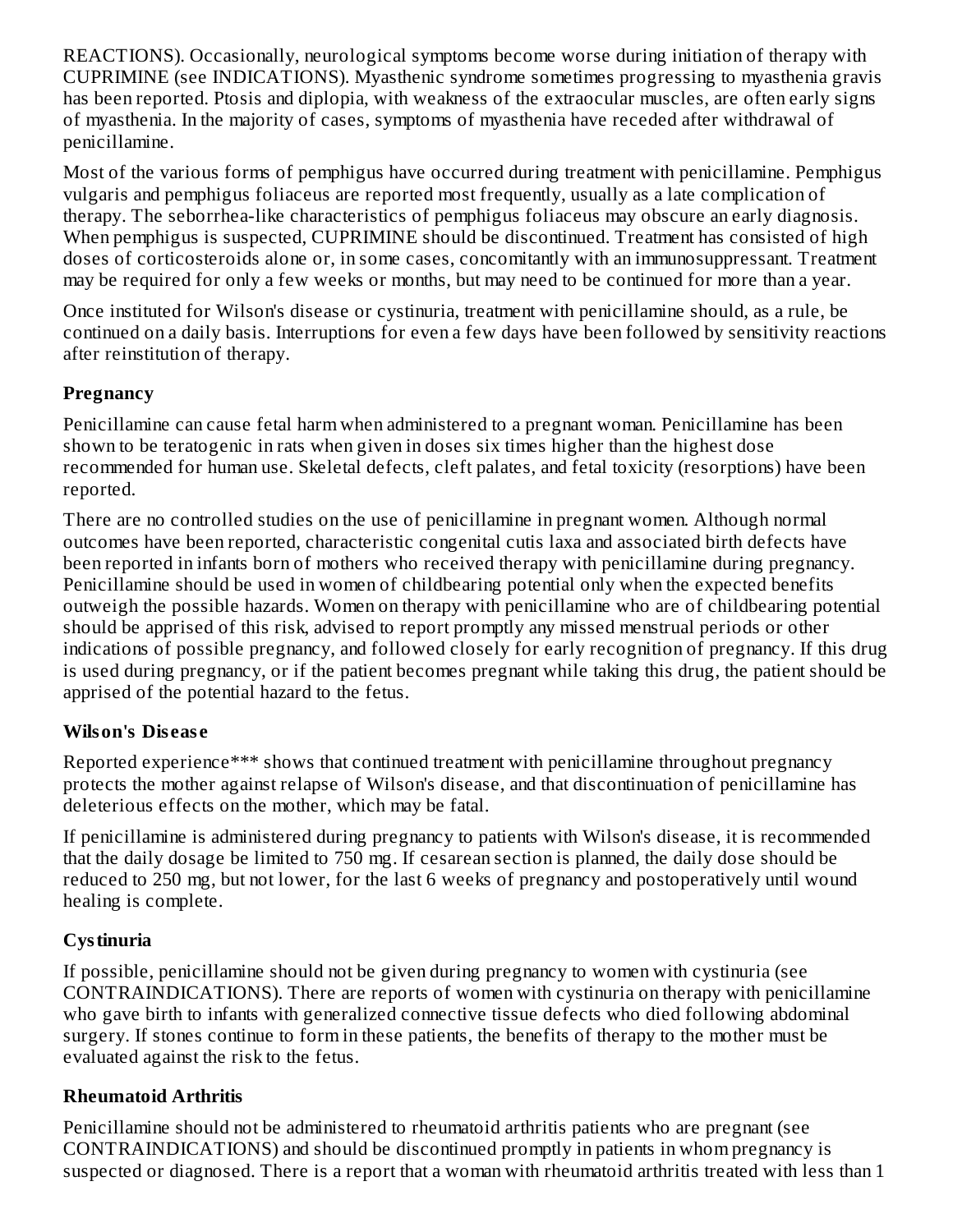REACTIONS). Occasionally, neurological symptoms become worse during initiation of therapy with CUPRIMINE (see INDICATIONS). Myasthenic syndrome sometimes progressing to myasthenia gravis has been reported. Ptosis and diplopia, with weakness of the extraocular muscles, are often early signs of myasthenia. In the majority of cases, symptoms of myasthenia have receded after withdrawal of penicillamine.

Most of the various forms of pemphigus have occurred during treatment with penicillamine. Pemphigus vulgaris and pemphigus foliaceus are reported most frequently, usually as a late complication of therapy. The seborrhea-like characteristics of pemphigus foliaceus may obscure an early diagnosis. When pemphigus is suspected, CUPRIMINE should be discontinued. Treatment has consisted of high doses of corticosteroids alone or, in some cases, concomitantly with an immunosuppressant. Treatment may be required for only a few weeks or months, but may need to be continued for more than a year.

Once instituted for Wilson's disease or cystinuria, treatment with penicillamine should, as a rule, be continued on a daily basis. Interruptions for even a few days have been followed by sensitivity reactions after reinstitution of therapy.

**Pregnancy**

Penicillamine can cause fetal harm when administered to a pregnant woman. Penicillamine has been shown to be teratogenic in rats when given in doses six times higher than the highest dose recommended for human use. Skeletal defects, cleft palates, and fetal toxicity (resorptions) have been reported.

There are no controlled studies on the use of penicillamine in pregnant women. Although normal outcomes have been reported, characteristic congenital cutis laxa and associated birth defects have been reported in infants born of mothers who received therapy with penicillamine during pregnancy. Penicillamine should be used in women of childbearing potential only when the expected benefits outweigh the possible hazards. Women on therapy with penicillamine who are of childbearing potential should be apprised of this risk, advised to report promptly any missed menstrual periods or other indications of possible pregnancy, and followed closely for early recognition of pregnancy. If this drug is used during pregnancy, or if the patient becomes pregnant while taking this drug, the patient should be apprised of the potential hazard to the fetus.

**Wilson's Disease**

Reported experience*** shows that continued treatment with penicillamine throughout pregnancy protects the mother against relapse of Wilson's disease, and that discontinuation of penicillamine has deleterious effects on the mother, which may be fatal.

If penicillamine is administered during pregnancy to patients with Wilson's disease, it is recommended that the daily dosage be limited to 750 mg. If cesarean section is planned, the daily dose should be reduced to 250 mg, but not lower, for the last 6 weeks of pregnancy and postoperatively until wound healing is complete.

**Cystinuria**

If possible, penicillamine should not be given during pregnancy to women with cystinuria (see CONTRAINDICATIONS). There are reports of women with cystinuria on therapy with penicillamine who gave birth to infants with generalized connective tissue defects who died following abdominal surgery. If stones continue to form in these patients, the benefits of therapy to the mother must be evaluated against the risk to the fetus.

**Rheumatoid Arthritis**

Penicillamine should not be administered to rheumatoid arthritis patients who are pregnant (see CONTRAINDICATIONS) and should be discontinued promptly in patients in whom pregnancy is suspected or diagnosed. There is a report that a woman with rheumatoid arthritis treated with less than 1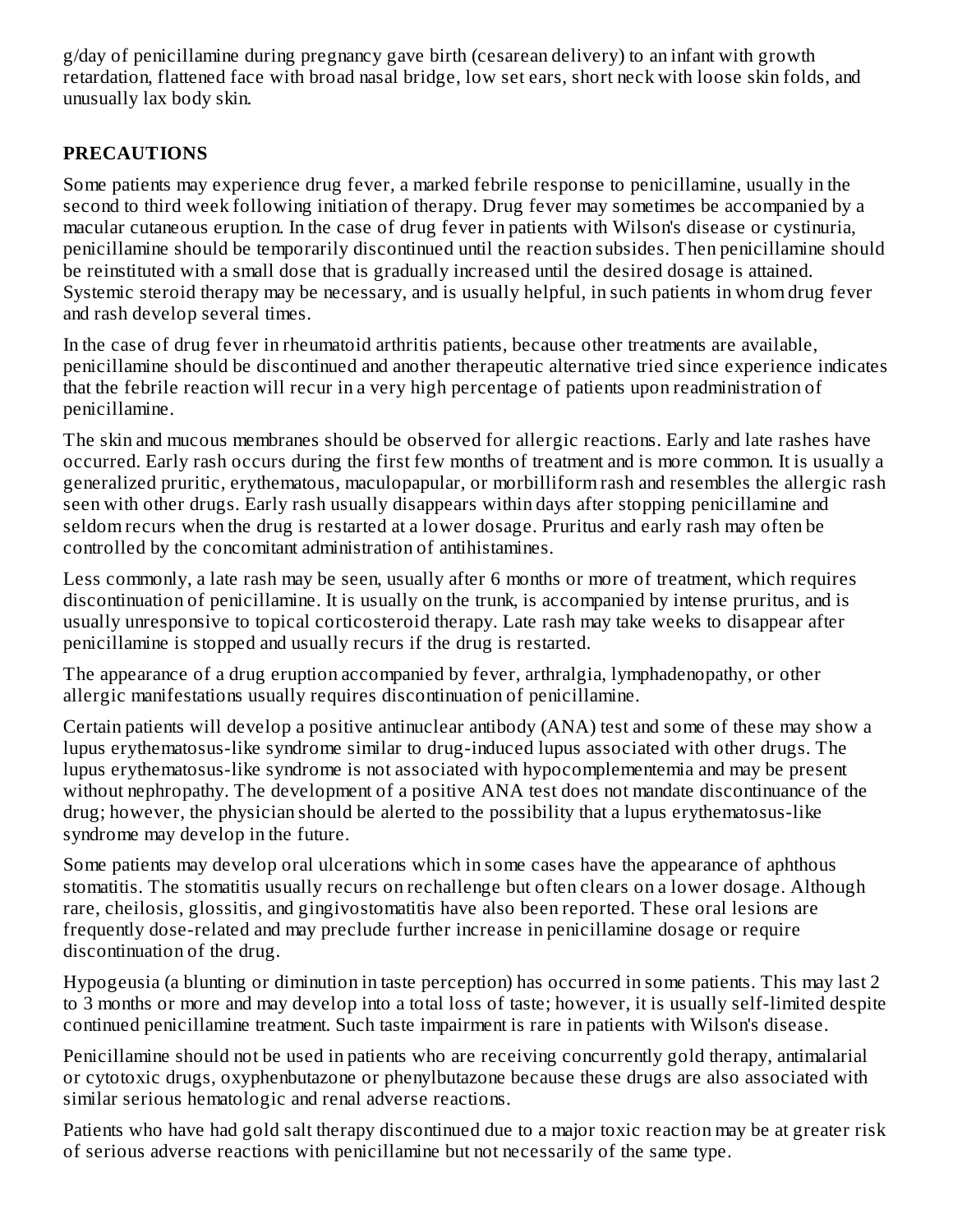g/day of penicillamine during pregnancy gave birth (cesarean delivery) to an infant with growth retardation, flattened face with broad nasal bridge, low set ears, short neck with loose skin folds, and unusually lax body skin.

## PRECAUTIONS

Some patients may experience drug fever, a marked febrile response to penicillamine, usually in the second to third week following initiation of therapy. Drug fever may sometimes be accompanied by a macular cutaneous eruption. In the case of drug fever in patients with Wilson's disease or cystinuria, penicillamine should be temporarily discontinued until the reaction subsides. Then penicillamine should be reinstituted with a small dose that is gradually increased until the desired dosage is attained. Systemic steroid therapy may be necessary, and is usually helpful, in such patients in whom drug fever and rash develop several times.

In the case of drug fever in rheumatoid arthritis patients, because other treatments are available, penicillamine should be discontinued and another therapeutic alternative tried since experience indicates that the febrile reaction will recur in a very high percentage of patients upon readministration of penicillamine.

The skin and mucous membranes should be observed for allergic reactions. Early and late rashes have occurred. Early rash occurs during the first few months of treatment and is more common. It is usually a generalized pruritic, erythematous, maculopapular, or morbilliform rash and resembles the allergic rash seen with other drugs. Early rash usually disappears within days after stopping penicillamine and seldom recurs when the drug is restarted at a lower dosage. Pruritus and early rash may often be controlled by the concomitant administration of antihistamines.

Less commonly, a late rash may be seen, usually after 6 months or more of treatment, which requires discontinuation of penicillamine. It is usually on the trunk, is accompanied by intense pruritus, and is usually unresponsive to topical corticosteroid therapy. Late rash may take weeks to disappear after penicillamine is stopped and usually recurs if the drug is restarted.

The appearance of a drug eruption accompanied by fever, arthralgia, lymphadenopathy, or other allergic manifestations usually requires discontinuation of penicillamine.

Certain patients will develop a positive antinuclear antibody (ANA) test and some of these may show a lupus erythematosus-like syndrome similar to drug-induced lupus associated with other drugs. The lupus erythematosus-like syndrome is not associated with hypocomplementemia and may be present without nephropathy. The development of a positive ANA test does not mandate discontinuance of the drug; however, the physician should be alerted to the possibility that a lupus erythematosus-like syndrome may develop in the future.

Some patients may develop oral ulcerations which in some cases have the appearance of aphthous stomatitis. The stomatitis usually recurs on rechallenge but often clears on a lower dosage. Although rare, cheilosis, glossitis, and gingivostomatitis have also been reported. These oral lesions are frequently dose-related and may preclude further increase in penicillamine dosage or require discontinuation of the drug.

Hypogeusia (a blunting or diminution in taste perception) has occurred in some patients. This may last 2 to 3 months or more and may develop into a total loss of taste; however, it is usually self-limited despite continued penicillamine treatment. Such taste impairment is rare in patients with Wilson's disease.

Penicillamine should not be used in patients who are receiving concurrently gold therapy, antimalarial or cytotoxic drugs, oxyphenbutazone or phenylbutazone because these drugs are also associated with similar serious hematologic and renal adverse reactions.

Patients who have had gold salt therapy discontinued due to a major toxic reaction may be at greater risk of serious adverse reactions with penicillamine but not necessarily of the same type.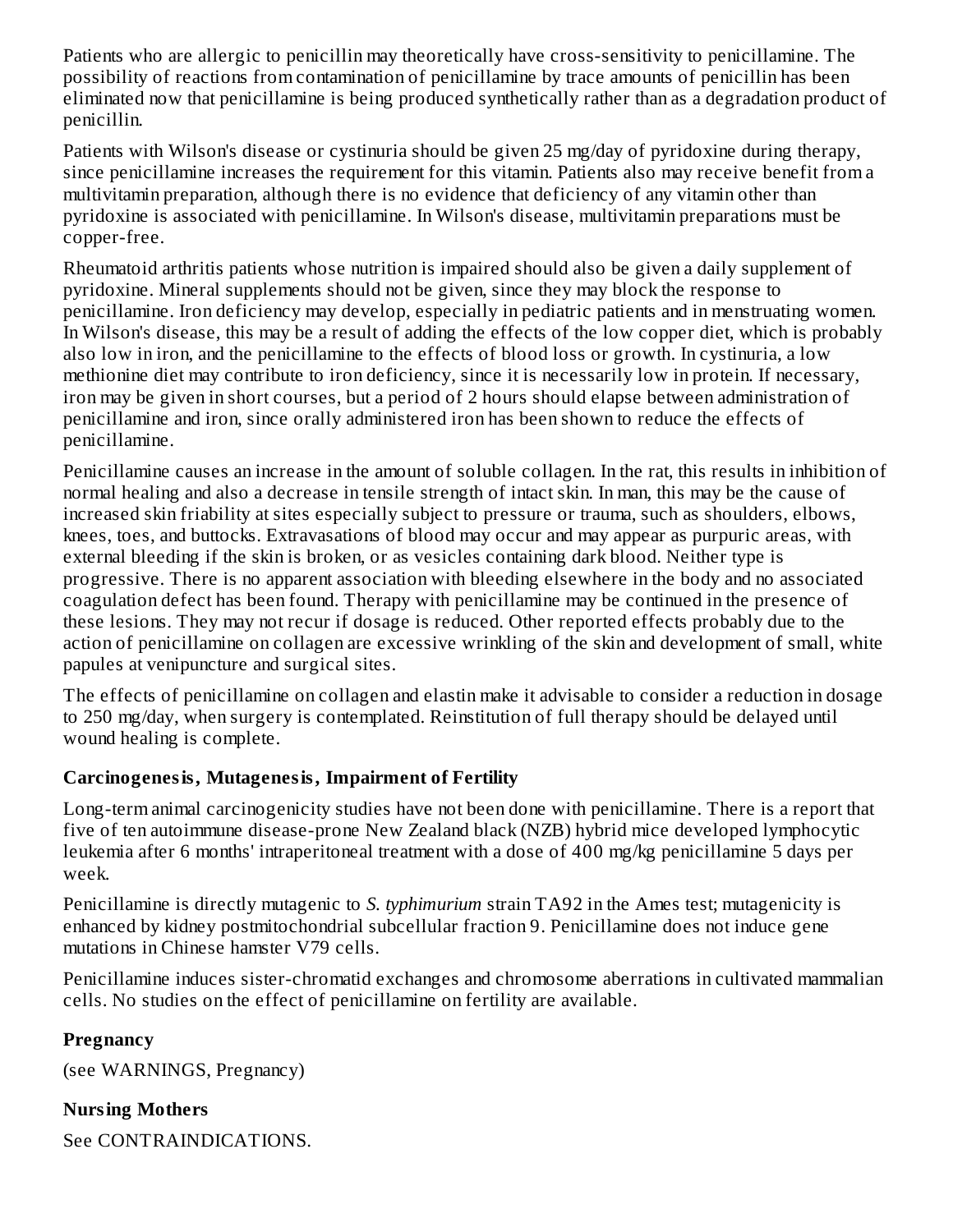Patients who are allergic to penicillin may theoretically have cross-sensitivity to penicillamine. The possibility of reactions from contamination of penicillamine by trace amounts of penicillin has been eliminated now that penicillamine is being produced synthetically rather than as a degradation product of penicillin.

Patients with Wilson's disease or cystinuria should be given 25 mg/day of pyridoxine during therapy, since penicillamine increases the requirement for this vitamin. Patients also may receive benefit from a multivitamin preparation, although there is no evidence that deficiency of any vitamin other than pyridoxine is associated with penicillamine. In Wilson's disease, multivitamin preparations must be copper-free.

Rheumatoid arthritis patients whose nutrition is impaired should also be given a daily supplement of pyridoxine. Mineral supplements should not be given, since they may block the response to penicillamine. Iron deficiency may develop, especially in pediatric patients and in menstruating women. In Wilson's disease, this may be a result of adding the effects of the low copper diet, which is probably also low in iron, and the penicillamine to the effects of blood loss or growth. In cystinuria, a low methionine diet may contribute to iron deficiency, since it is necessarily low in protein. If necessary, iron may be given in short courses, but a period of 2 hours should elapse between administration of penicillamine and iron, since orally administered iron has been shown to reduce the effects of penicillamine.

Penicillamine causes an increase in the amount of soluble collagen. In the rat, this results in inhibition of normal healing and also a decrease in tensile strength of intact skin. In man, this may be the cause of increased skin friability at sites especially subject to pressure or trauma, such as shoulders, elbows, knees, toes, and buttocks. Extravasations of blood may occur and may appear as purpuric areas, with external bleeding if the skin is broken, or as vesicles containing dark blood. Neither type is progressive. There is no apparent association with bleeding elsewhere in the body and no associated coagulation defect has been found. Therapy with penicillamine may be continued in the presence of these lesions. They may not recur if dosage is reduced. Other reported effects probably due to the action of penicillamine on collagen are excessive wrinkling of the skin and development of small, white papules at venipuncture and surgical sites.

The effects of penicillamine on collagen and elastin make it advisable to consider a reduction in dosage to 250 mg/day, when surgery is contemplated. Reinstitution of full therapy should be delayed until wound healing is complete.

**Carcinogenesis, Mutagenesis, Impairment of Fertility**

Long-term animal carcinogenicity studies have not been done with penicillamine. There is a report that five of ten autoimmune disease-prone New Zealand black (NZB) hybrid mice developed lymphocytic leukemia after 6 months' intraperitoneal treatment with a dose of 400 mg/kg penicillamine 5 days per week.

Penicillamine is directly mutagenic to *S. typhimurium* strain TA92 in the Ames test; mutagenicity is enhanced by kidney postmitochondrial subcellular fraction 9. Penicillamine does not induce gene mutations in Chinese hamster V79 cells.

Penicillamine induces sister-chromatid exchanges and chromosome aberrations in cultivated mammalian cells. No studies on the effect of penicillamine on fertility are available.

**Pregnancy**

(see WARNINGS, Pregnancy)

**Nursing Mothers**

See CONTRAINDICATIONS.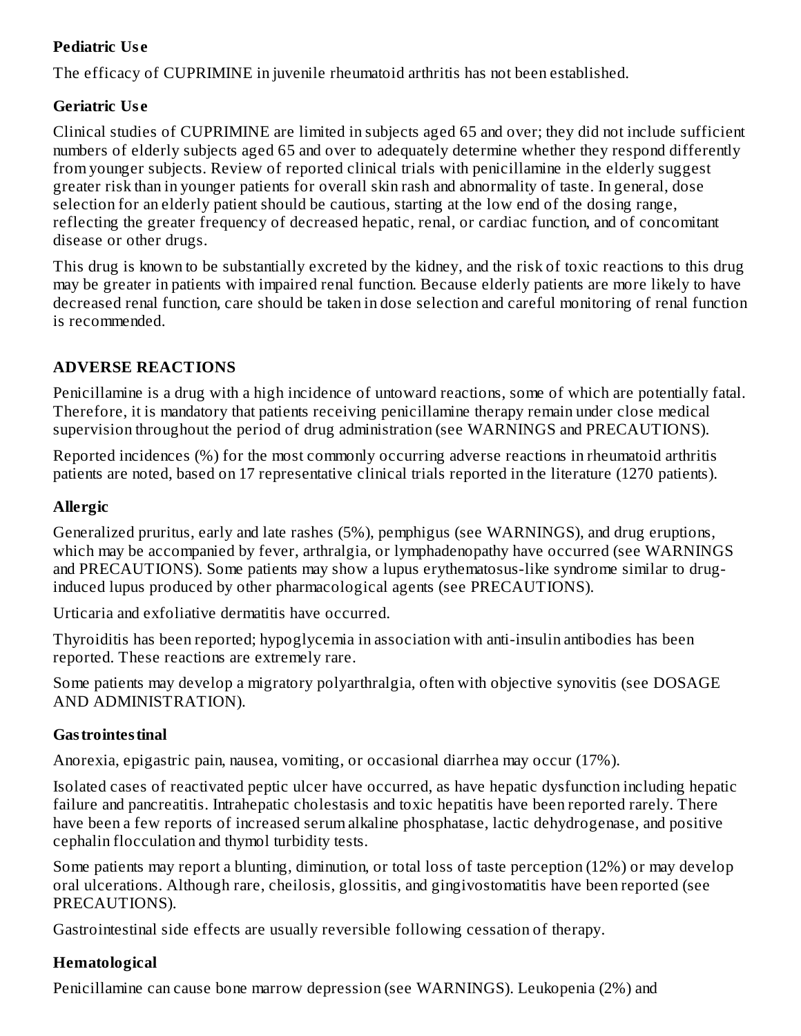### Pediatric Use

The efficacy of CUPRIMINE in juvenile rheumatoid arthritis has not been established.

### Geriatric Use

Clinical studies of CUPRIMINE are limited in subjects aged 65 and over; they did not include sufficient numbers of elderly subjects aged 65 and over to adequately determine whether they respond differently from younger subjects. Review of reported clinical trials with penicillamine in the elderly suggest greater risk than in younger patients for overall skin rash and abnormality of taste. In general, dose selection for an elderly patient should be cautious, starting at the low end of the dosing range, reflecting the greater frequency of decreased hepatic, renal, or cardiac function, and of concomitant disease or other drugs.

This drug is known to be substantially excreted by the kidney, and the risk of toxic reactions to this drug may be greater in patients with impaired renal function. Because elderly patients are more likely to have decreased renal function, care should be taken in dose selection and careful monitoring of renal function is recommended.

## ADVERSE REACTIONS

Penicillamine is a drug with a high incidence of untoward reactions, some of which are potentially fatal. Therefore, it is mandatory that patients receiving penicillamine therapy remain under close medical supervision throughout the period of drug administration (see WARNINGS and PRECAUTIONS).

Reported incidences (%) for the most commonly occurring adverse reactions in rheumatoid arthritis patients are noted, based on 17 representative clinical trials reported in the literature (1270 patients).

### Allergic

Generalized pruritus, early and late rashes (5%), pemphigus (see WARNINGS), and drug eruptions, which may be accompanied by fever, arthralgia, or lymphadenopathy have occurred (see WARNINGS and PRECAUTIONS). Some patients may show a lupus erythematosus-like syndrome similar to drug-induced lupus produced by other pharmacological agents (see PRECAUTIONS).

Urticaria and exfoliative dermatitis have occurred.

Thyroiditis has been reported; hypoglycemia in association with anti-insulin antibodies has been reported. These reactions are extremely rare.

Some patients may develop a migratory polyarthralgia, often with objective synovitis (see DOSAGE AND ADMINISTRATION).

### Gastrointestinal

Anorexia, epigastric pain, nausea, vomiting, or occasional diarrhea may occur (17%).

Isolated cases of reactivated peptic ulcer have occurred, as have hepatic dysfunction including hepatic failure and pancreatitis. Intrahepatic cholestasis and toxic hepatitis have been reported rarely. There have been a few reports of increased serum alkaline phosphatase, lactic dehydrogenase, and positive cephalin flocculation and thymol turbidity tests.

Some patients may report a blunting, diminution, or total loss of taste perception (12%) or may develop oral ulcerations. Although rare, cheilosis, glossitis, and gingivostomatitis have been reported (see PRECAUTIONS).

Gastrointestinal side effects are usually reversible following cessation of therapy.

### Hematological

Penicillamine can cause bone marrow depression (see WARNINGS). Leukopenia (2%) and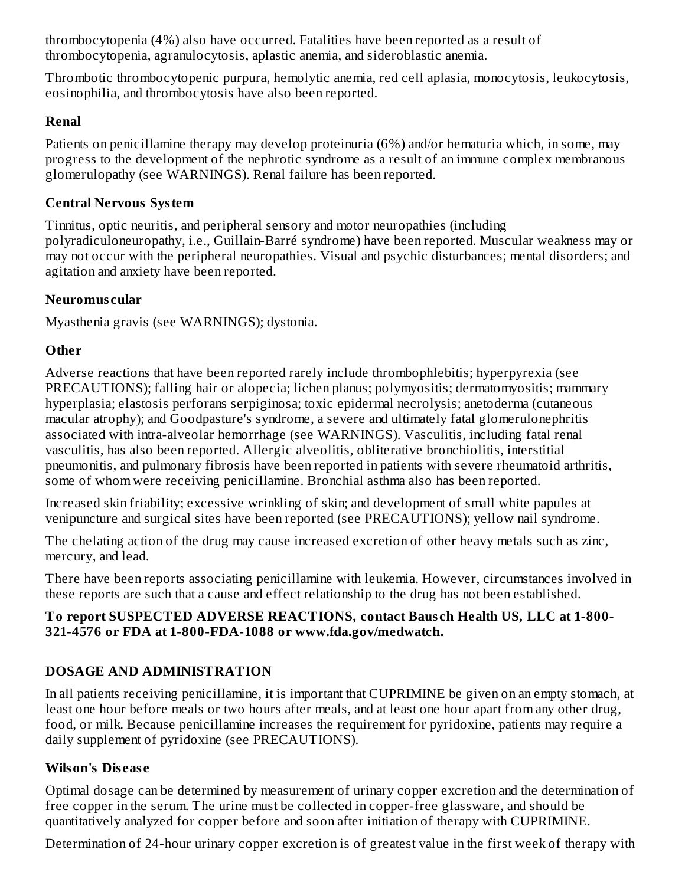thrombocytopenia (4%) also have occurred. Fatalities have been reported as a result of thrombocytopenia, agranulocytosis, aplastic anemia, and sideroblastic anemia.

Thrombotic thrombocytopenic purpura, hemolytic anemia, red cell aplasia, monocytosis, leukocytosis, eosinophilia, and thrombocytosis have also been reported.

### Renal

Patients on penicillamine therapy may develop proteinuria (6%) and/or hematuria which, in some, may progress to the development of the nephrotic syndrome as a result of an immune complex membranous glomerulopathy (see WARNINGS). Renal failure has been reported.

### Central Nervous System

Tinnitus, optic neuritis, and peripheral sensory and motor neuropathies (including polyradiculoneuropathy, i.e., Guillain-Barré syndrome) have been reported. Muscular weakness may or may not occur with the peripheral neuropathies. Visual and psychic disturbances; mental disorders; and agitation and anxiety have been reported.

### Neuromuscular

Myasthenia gravis (see WARNINGS); dystonia.

### Other

Adverse reactions that have been reported rarely include thrombophlebitis; hyperpyrexia (see PRECAUTIONS); falling hair or alopecia; lichen planus; polymyositis; dermatomyositis; mammary hyperplasia; elastosis perforans serpiginosa; toxic epidermal necrolysis; anetoderma (cutaneous macular atrophy); and Goodpasture's syndrome, a severe and ultimately fatal glomerulonephritis associated with intra-alveolar hemorrhage (see WARNINGS). Vasculitis, including fatal renal vasculitis, has also been reported. Allergic alveolitis, obliterative bronchiolitis, interstitial pneumonitis, and pulmonary fibrosis have been reported in patients with severe rheumatoid arthritis, some of whom were receiving penicillamine. Bronchial asthma also has been reported.

Increased skin friability; excessive wrinkling of skin; and development of small white papules at venipuncture and surgical sites have been reported (see PRECAUTIONS); yellow nail syndrome.

The chelating action of the drug may cause increased excretion of other heavy metals such as zinc, mercury, and lead.

There have been reports associating penicillamine with leukemia. However, circumstances involved in these reports are such that a cause and effect relationship to the drug has not been established.

**To report SUSPECTED ADVERSE REACTIONS, contact Bausch Health US, LLC at 1-800-321-4576 or FDA at 1-800-FDA-1088 or www.fda.gov/medwatch.**

## DOSAGE AND ADMINISTRATION

In all patients receiving penicillamine, it is important that CUPRIMINE be given on an empty stomach, at least one hour before meals or two hours after meals, and at least one hour apart from any other drug, food, or milk. Because penicillamine increases the requirement for pyridoxine, patients may require a daily supplement of pyridoxine (see PRECAUTIONS).

### Wilson's Disease

Optimal dosage can be determined by measurement of urinary copper excretion and the determination of free copper in the serum. The urine must be collected in copper-free glassware, and should be quantitatively analyzed for copper before and soon after initiation of therapy with CUPRIMINE.

Determination of 24-hour urinary copper excretion is of greatest value in the first week of therapy with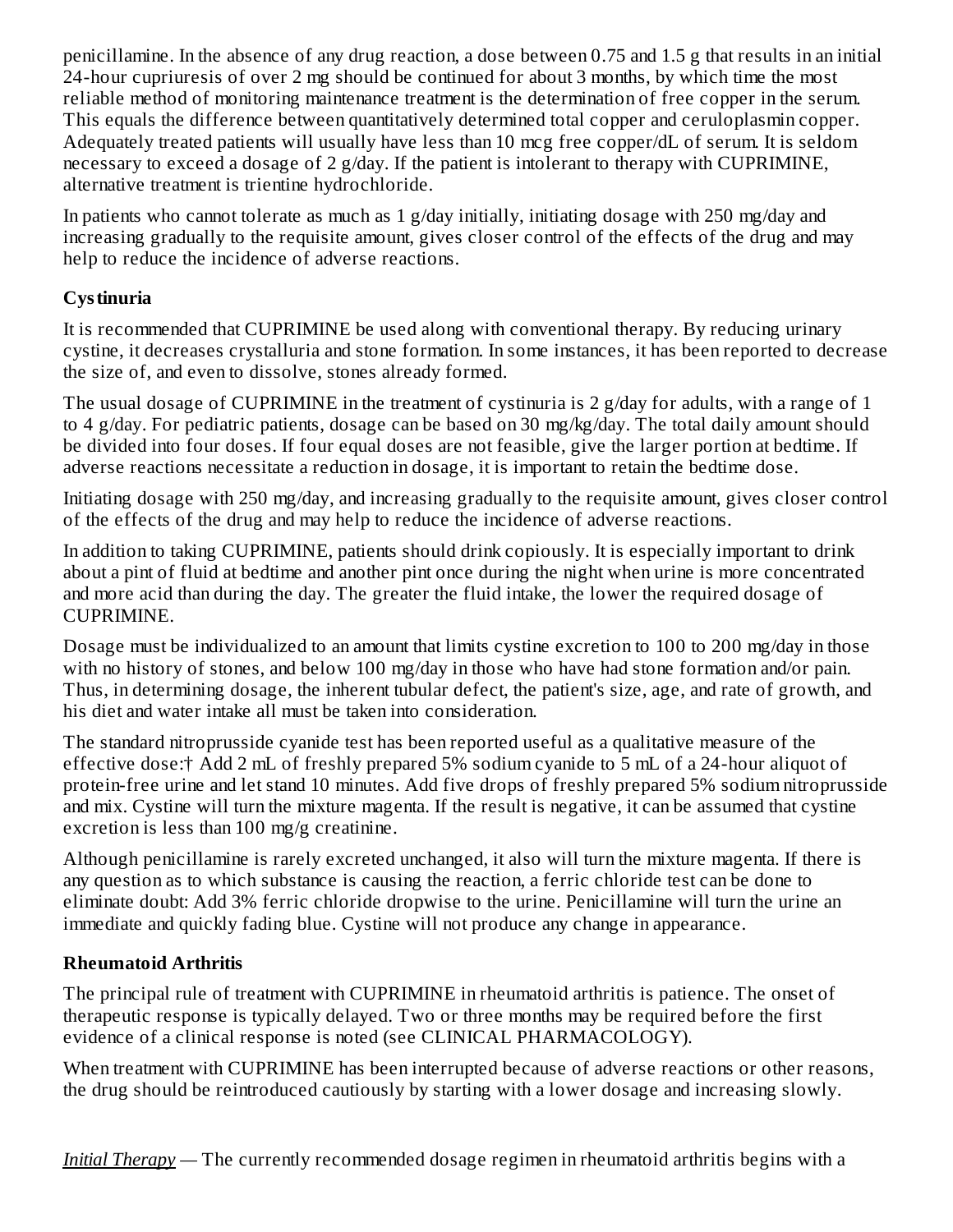penicillamine. In the absence of any drug reaction, a dose between 0.75 and 1.5 g that results in an initial 24-hour cupriuresis of over 2 mg should be continued for about 3 months, by which time the most reliable method of monitoring maintenance treatment is the determination of free copper in the serum. This equals the difference between quantitatively determined total copper and ceruloplasmin copper. Adequately treated patients will usually have less than 10 mcg free copper/dL of serum. It is seldom necessary to exceed a dosage of 2 g/day. If the patient is intolerant to therapy with CUPRIMINE, alternative treatment is trientine hydrochloride.

In patients who cannot tolerate as much as 1 g/day initially, initiating dosage with 250 mg/day and increasing gradually to the requisite amount, gives closer control of the effects of the drug and may help to reduce the incidence of adverse reactions.

**Cystinuria**

It is recommended that CUPRIMINE be used along with conventional therapy. By reducing urinary cystine, it decreases crystalluria and stone formation. In some instances, it has been reported to decrease the size of, and even to dissolve, stones already formed.

The usual dosage of CUPRIMINE in the treatment of cystinuria is 2 g/day for adults, with a range of 1 to 4 g/day. For pediatric patients, dosage can be based on 30 mg/kg/day. The total daily amount should be divided into four doses. If four equal doses are not feasible, give the larger portion at bedtime. If adverse reactions necessitate a reduction in dosage, it is important to retain the bedtime dose.

Initiating dosage with 250 mg/day, and increasing gradually to the requisite amount, gives closer control of the effects of the drug and may help to reduce the incidence of adverse reactions.

In addition to taking CUPRIMINE, patients should drink copiously. It is especially important to drink about a pint of fluid at bedtime and another pint once during the night when urine is more concentrated and more acid than during the day. The greater the fluid intake, the lower the required dosage of CUPRIMINE.

Dosage must be individualized to an amount that limits cystine excretion to 100 to 200 mg/day in those with no history of stones, and below 100 mg/day in those who have had stone formation and/or pain. Thus, in determining dosage, the inherent tubular defect, the patient's size, age, and rate of growth, and his diet and water intake all must be taken into consideration.

The standard nitroprusside cyanide test has been reported useful as a qualitative measure of the effective dose:† Add 2 mL of freshly prepared 5% sodium cyanide to 5 mL of a 24-hour aliquot of protein-free urine and let stand 10 minutes. Add five drops of freshly prepared 5% sodium nitroprusside and mix. Cystine will turn the mixture magenta. If the result is negative, it can be assumed that cystine excretion is less than 100 mg/g creatinine.

Although penicillamine is rarely excreted unchanged, it also will turn the mixture magenta. If there is any question as to which substance is causing the reaction, a ferric chloride test can be done to eliminate doubt: Add 3% ferric chloride dropwise to the urine. Penicillamine will turn the urine an immediate and quickly fading blue. Cystine will not produce any change in appearance.

**Rheumatoid Arthritis**

The principal rule of treatment with CUPRIMINE in rheumatoid arthritis is patience. The onset of therapeutic response is typically delayed. Two or three months may be required before the first evidence of a clinical response is noted (see CLINICAL PHARMACOLOGY).

When treatment with CUPRIMINE has been interrupted because of adverse reactions or other reasons, the drug should be reintroduced cautiously by starting with a lower dosage and increasing slowly.

*Initial Therapy* — The currently recommended dosage regimen in rheumatoid arthritis begins with a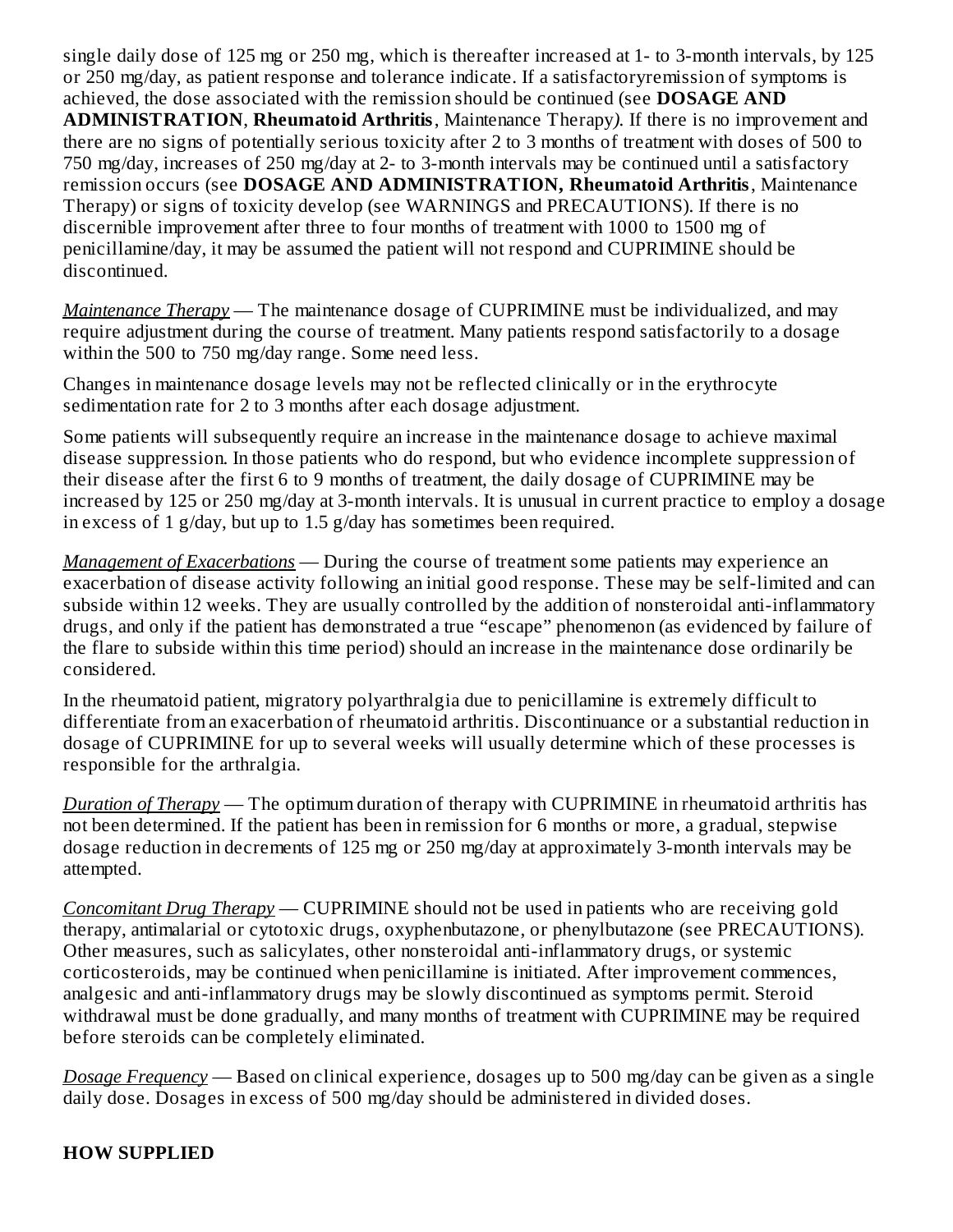single daily dose of 125 mg or 250 mg, which is thereafter increased at 1- to 3-month intervals, by 125 or 250 mg/day, as patient response and tolerance indicate. If a satisfactoryremission of symptoms is achieved, the dose associated with the remission should be continued (see **DOSAGE AND ADMINISTRATION**, **Rheumatoid Arthritis**, Maintenance Therapy*)*. If there is no improvement and there are no signs of potentially serious toxicity after 2 to 3 months of treatment with doses of 500 to 750 mg/day, increases of 250 mg/day at 2- to 3-month intervals may be continued until a satisfactory remission occurs (see **DOSAGE AND ADMINISTRATION, Rheumatoid Arthritis**, Maintenance Therapy) or signs of toxicity develop (see WARNINGS and PRECAUTIONS). If there is no discernible improvement after three to four months of treatment with 1000 to 1500 mg of penicillamine/day, it may be assumed the patient will not respond and CUPRIMINE should be discontinued.

*Maintenance Therapy* — The maintenance dosage of CUPRIMINE must be individualized, and may require adjustment during the course of treatment. Many patients respond satisfactorily to a dosage within the 500 to 750 mg/day range. Some need less.

Changes in maintenance dosage levels may not be reflected clinically or in the erythrocyte sedimentation rate for 2 to 3 months after each dosage adjustment.

Some patients will subsequently require an increase in the maintenance dosage to achieve maximal disease suppression. In those patients who do respond, but who evidence incomplete suppression of their disease after the first 6 to 9 months of treatment, the daily dosage of CUPRIMINE may be increased by 125 or 250 mg/day at 3-month intervals. It is unusual in current practice to employ a dosage in excess of 1 g/day, but up to 1.5 g/day has sometimes been required.

*Management of Exacerbations* — During the course of treatment some patients may experience an exacerbation of disease activity following an initial good response. These may be self-limited and can subside within 12 weeks. They are usually controlled by the addition of nonsteroidal anti-inflammatory drugs, and only if the patient has demonstrated a true "escape" phenomenon (as evidenced by failure of the flare to subside within this time period) should an increase in the maintenance dose ordinarily be considered.

In the rheumatoid patient, migratory polyarthralgia due to penicillamine is extremely difficult to differentiate from an exacerbation of rheumatoid arthritis. Discontinuance or a substantial reduction in dosage of CUPRIMINE for up to several weeks will usually determine which of these processes is responsible for the arthralgia.

*Duration of Therapy* — The optimum duration of therapy with CUPRIMINE in rheumatoid arthritis has not been determined. If the patient has been in remission for 6 months or more, a gradual, stepwise dosage reduction in decrements of 125 mg or 250 mg/day at approximately 3-month intervals may be attempted.

*Concomitant Drug Therapy* — CUPRIMINE should not be used in patients who are receiving gold therapy, antimalarial or cytotoxic drugs, oxyphenbutazone, or phenylbutazone (see PRECAUTIONS). Other measures, such as salicylates, other nonsteroidal anti-inflammatory drugs, or systemic corticosteroids, may be continued when penicillamine is initiated. After improvement commences, analgesic and anti-inflammatory drugs may be slowly discontinued as symptoms permit. Steroid withdrawal must be done gradually, and many months of treatment with CUPRIMINE may be required before steroids can be completely eliminated.

*Dosage Frequency* — Based on clinical experience, dosages up to 500 mg/day can be given as a single daily dose. Dosages in excess of 500 mg/day should be administered in divided doses.

## HOW SUPPLIED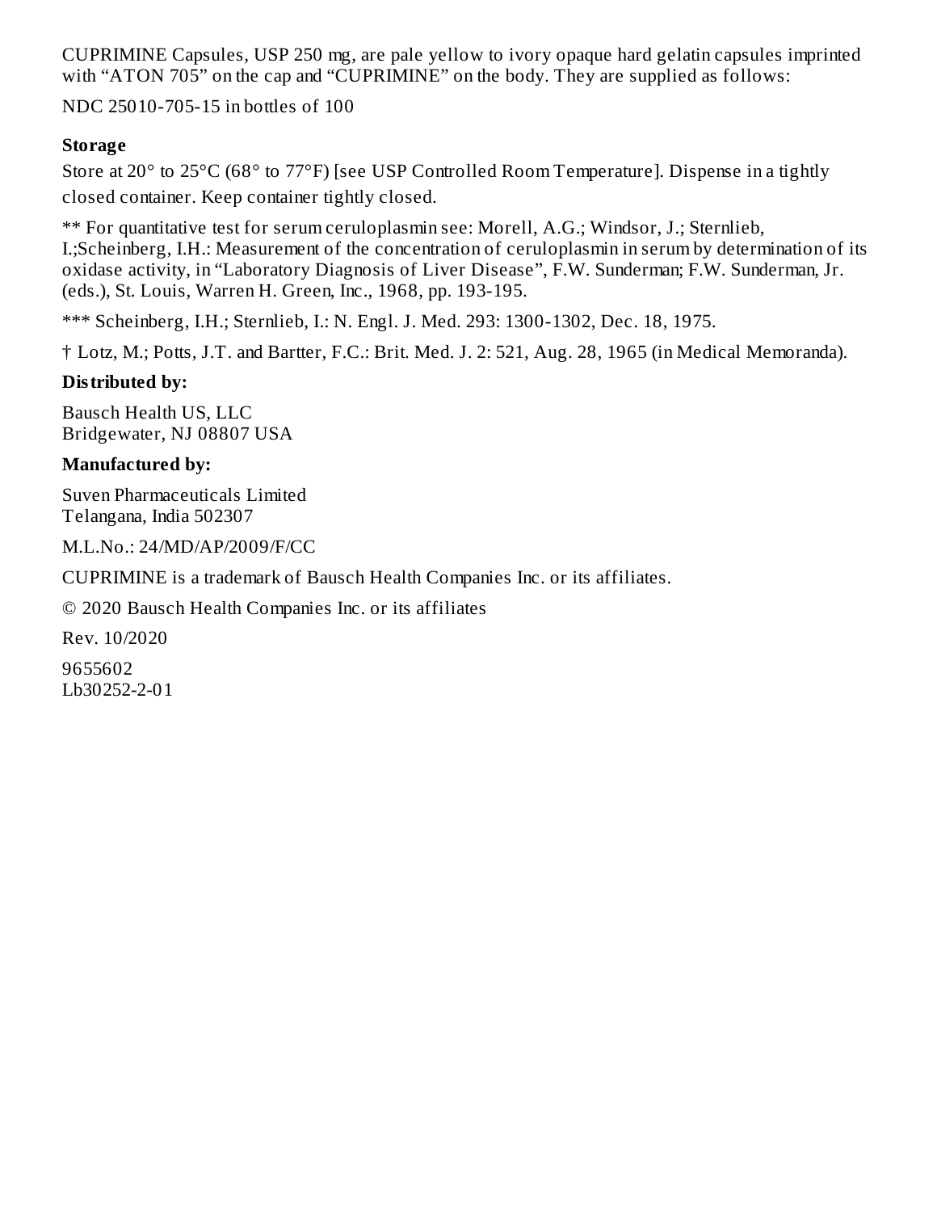CUPRIMINE Capsules, USP 250 mg, are pale yellow to ivory opaque hard gelatin capsules imprinted with "ATON 705" on the cap and "CUPRIMINE" on the body. They are supplied as follows:

NDC 25010-705-15 in bottles of 100

**Storage**

Store at 20° to 25°C (68° to 77°F) [see USP Controlled Room Temperature]. Dispense in a tightly closed container. Keep container tightly closed.

** For quantitative test for serum ceruloplasmin see: Morell, A.G.; Windsor, J.; Sternlieb, I.;Scheinberg, I.H.: Measurement of the concentration of ceruloplasmin in serum by determination of its oxidase activity, in "Laboratory Diagnosis of Liver Disease", F.W. Sunderman; F.W. Sunderman, Jr. (eds.), St. Louis, Warren H. Green, Inc., 1968, pp. 193-195.

*** Scheinberg, I.H.; Sternlieb, I.: N. Engl. J. Med. 293: 1300-1302, Dec. 18, 1975.

† Lotz, M.; Potts, J.T. and Bartter, F.C.: Brit. Med. J. 2: 521, Aug. 28, 1965 (in Medical Memoranda).

**Distributed by:**

Bausch Health US, LLC
Bridgewater, NJ 08807 USA

**Manufactured by:**

Suven Pharmaceuticals Limited
Telangana, India 502307

M.L.No.: 24/MD/AP/2009/F/CC

CUPRIMINE is a trademark of Bausch Health Companies Inc. or its affiliates.

© 2020 Bausch Health Companies Inc. or its affiliates

Rev. 10/2020

9655602
Lb30252-2-01